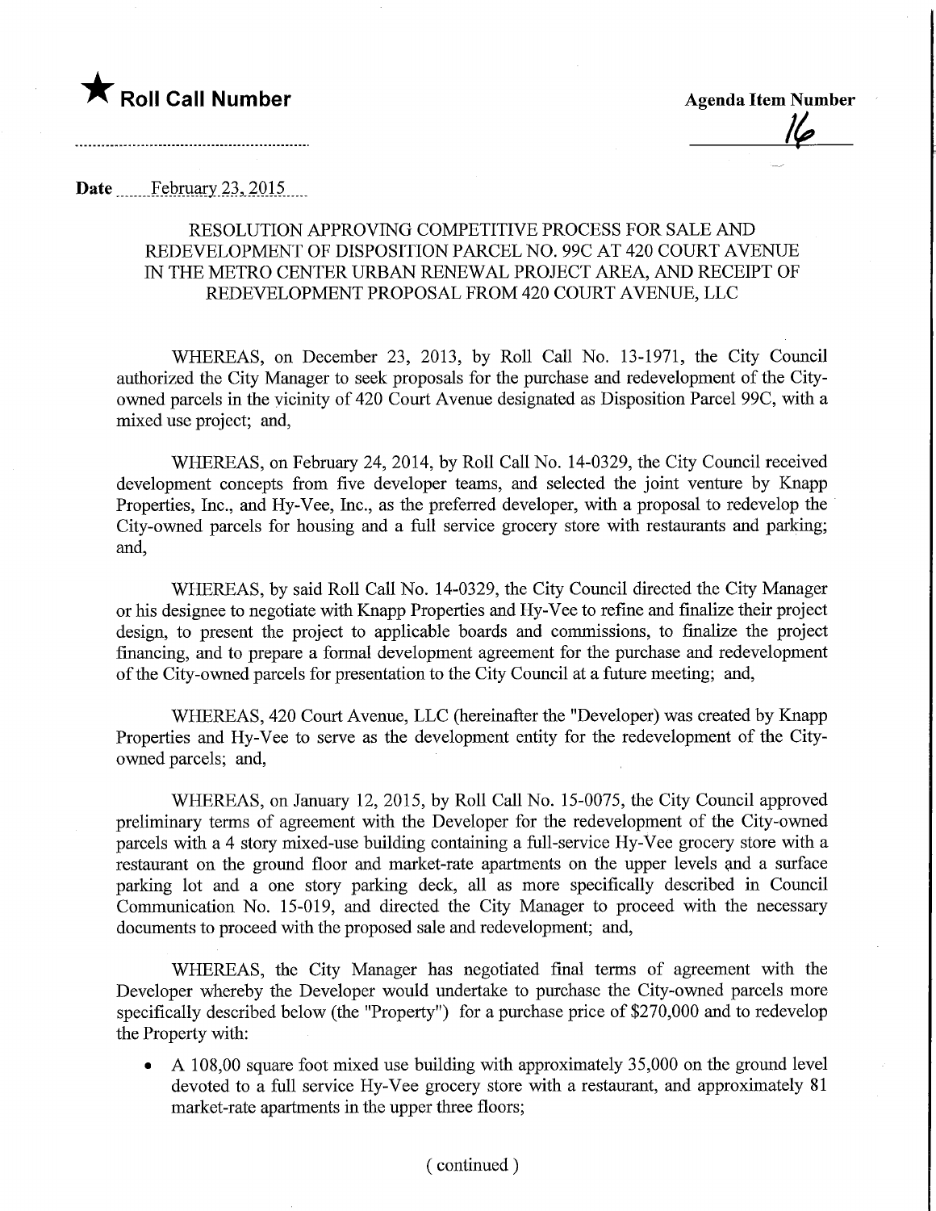★ **Roll Call Number**

**Agenda Item Number**

16

**Date** February 23, 2015

RESOLUTION APPROVING COMPETITIVE PROCESS FOR SALE AND REDEVELOPMENT OF DISPOSITION PARCEL NO. 99C AT 420 COURT AVENUE IN THE METRO CENTER URBAN RENEWAL PROJECT AREA, AND RECEIPT OF REDEVELOPMENT PROPOSAL FROM 420 COURT AVENUE, LLC

WHEREAS, on December 23, 2013, by Roll Call No. 13-1971, the City Council authorized the City Manager to seek proposals for the purchase and redevelopment of the City-owned parcels in the vicinity of 420 Court Avenue designated as Disposition Parcel 99C, with a mixed use project; and,

WHEREAS, on February 24, 2014, by Roll Call No. 14-0329, the City Council received development concepts from five developer teams, and selected the joint venture by Knapp Properties, Inc., and Hy-Vee, Inc., as the preferred developer, with a proposal to redevelop the City-owned parcels for housing and a full service grocery store with restaurants and parking; and,

WHEREAS, by said Roll Call No. 14-0329, the City Council directed the City Manager or his designee to negotiate with Knapp Properties and Hy-Vee to refine and finalize their project design, to present the project to applicable boards and commissions, to finalize the project financing, and to prepare a formal development agreement for the purchase and redevelopment of the City-owned parcels for presentation to the City Council at a future meeting; and,

WHEREAS, 420 Court Avenue, LLC (hereinafter the "Developer) was created by Knapp Properties and Hy-Vee to serve as the development entity for the redevelopment of the City-owned parcels; and,

WHEREAS, on January 12, 2015, by Roll Call No. 15-0075, the City Council approved preliminary terms of agreement with the Developer for the redevelopment of the City-owned parcels with a 4 story mixed-use building containing a full-service Hy-Vee grocery store with a restaurant on the ground floor and market-rate apartments on the upper levels and a surface parking lot and a one story parking deck, all as more specifically described in Council Communication No. 15-019, and directed the City Manager to proceed with the necessary documents to proceed with the proposed sale and redevelopment; and,

WHEREAS, the City Manager has negotiated final terms of agreement with the Developer whereby the Developer would undertake to purchase the City-owned parcels more specifically described below (the "Property") for a purchase price of $270,000 and to redevelop the Property with:

- A 108,00 square foot mixed use building with approximately 35,000 on the ground level devoted to a full service Hy-Vee grocery store with a restaurant, and approximately 81 market-rate apartments in the upper three floors;

( continued )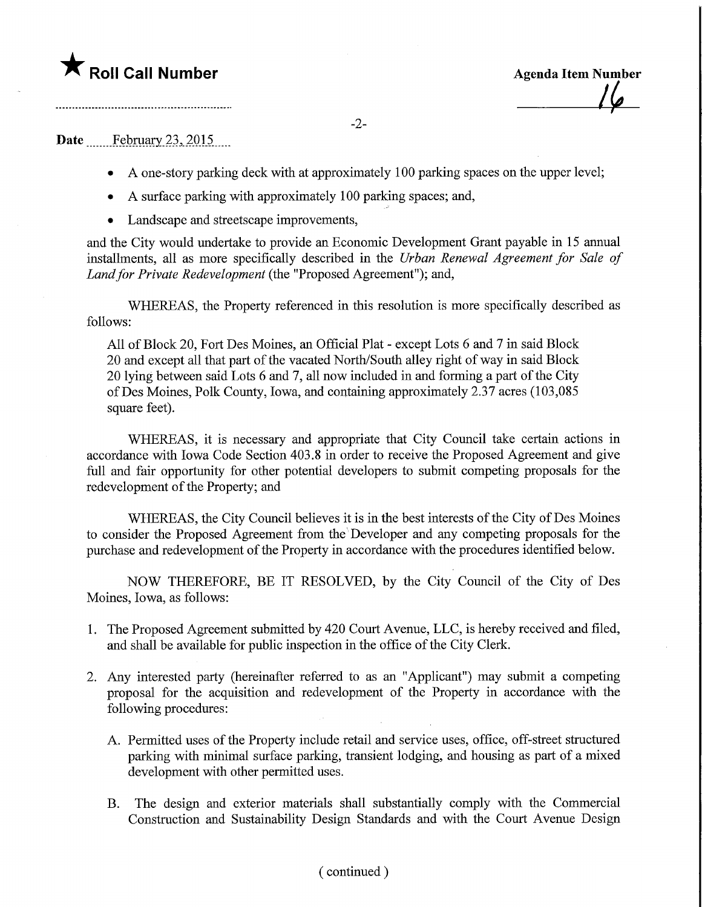- A one-story parking deck with at approximately 100 parking spaces on the upper level;
- A surface parking with approximately 100 parking spaces; and,
- Landscape and streetscape improvements,

and the City would undertake to provide an Economic Development Grant payable in 15 annual installments, all as more specifically described in the *Urban Renewal Agreement for Sale of Land for Private Redevelopment* (the "Proposed Agreement"); and,

WHEREAS, the Property referenced in this resolution is more specifically described as follows:

All of Block 20, Fort Des Moines, an Official Plat - except Lots 6 and 7 in said Block 20 and except all that part of the vacated North/South alley right of way in said Block 20 lying between said Lots 6 and 7, all now included in and forming a part of the City of Des Moines, Polk County, Iowa, and containing approximately 2.37 acres (103,085 square feet).

WHEREAS, it is necessary and appropriate that City Council take certain actions in accordance with Iowa Code Section 403.8 in order to receive the Proposed Agreement and give full and fair opportunity for other potential developers to submit competing proposals for the redevelopment of the Property; and

WHEREAS, the City Council believes it is in the best interests of the City of Des Moines to consider the Proposed Agreement from the Developer and any competing proposals for the purchase and redevelopment of the Property in accordance with the procedures identified below.

NOW THEREFORE, BE IT RESOLVED, by the City Council of the City of Des Moines, Iowa, as follows:

1. The Proposed Agreement submitted by 420 Court Avenue, LLC, is hereby received and filed, and shall be available for public inspection in the office of the City Clerk.

2. Any interested party (hereinafter referred to as an "Applicant") may submit a competing proposal for the acquisition and redevelopment of the Property in accordance with the following procedures:

   A. Permitted uses of the Property include retail and service uses, office, off-street structured parking with minimal surface parking, transient lodging, and housing as part of a mixed development with other permitted uses.

   B. The design and exterior materials shall substantially comply with the Commercial Construction and Sustainability Design Standards and with the Court Avenue Design

( continued )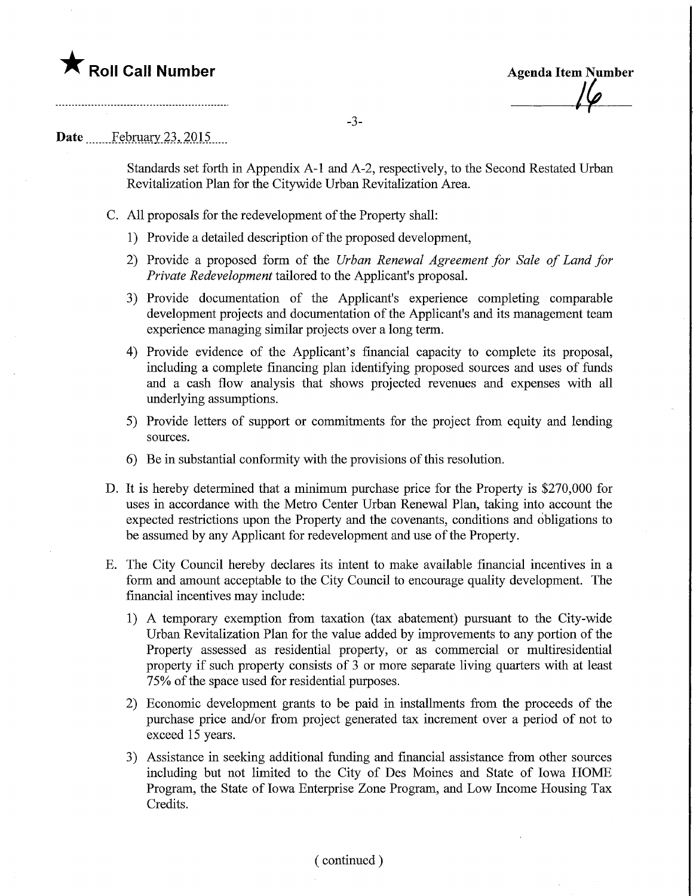★ **Roll Call Number**

**Agenda Item Number**

16

**Date** February 23, 2015

Standards set forth in Appendix A-1 and A-2, respectively, to the Second Restated Urban Revitalization Plan for the Citywide Urban Revitalization Area.

C. All proposals for the redevelopment of the Property shall:

1) Provide a detailed description of the proposed development,

2) Provide a proposed form of the *Urban Renewal Agreement for Sale of Land for Private Redevelopment* tailored to the Applicant's proposal.

3) Provide documentation of the Applicant's experience completing comparable development projects and documentation of the Applicant's and its management team experience managing similar projects over a long term.

4) Provide evidence of the Applicant's financial capacity to complete its proposal, including a complete financing plan identifying proposed sources and uses of funds and a cash flow analysis that shows projected revenues and expenses with all underlying assumptions.

5) Provide letters of support or commitments for the project from equity and lending sources.

6) Be in substantial conformity with the provisions of this resolution.

D. It is hereby determined that a minimum purchase price for the Property is $270,000 for uses in accordance with the Metro Center Urban Renewal Plan, taking into account the expected restrictions upon the Property and the covenants, conditions and obligations to be assumed by any Applicant for redevelopment and use of the Property.

E. The City Council hereby declares its intent to make available financial incentives in a form and amount acceptable to the City Council to encourage quality development. The financial incentives may include:

1) A temporary exemption from taxation (tax abatement) pursuant to the City-wide Urban Revitalization Plan for the value added by improvements to any portion of the Property assessed as residential property, or as commercial or multiresidential property if such property consists of 3 or more separate living quarters with at least 75% of the space used for residential purposes.

2) Economic development grants to be paid in installments from the proceeds of the purchase price and/or from project generated tax increment over a period of not to exceed 15 years.

3) Assistance in seeking additional funding and financial assistance from other sources including but not limited to the City of Des Moines and State of Iowa HOME Program, the State of Iowa Enterprise Zone Program, and Low Income Housing Tax Credits.

( continued )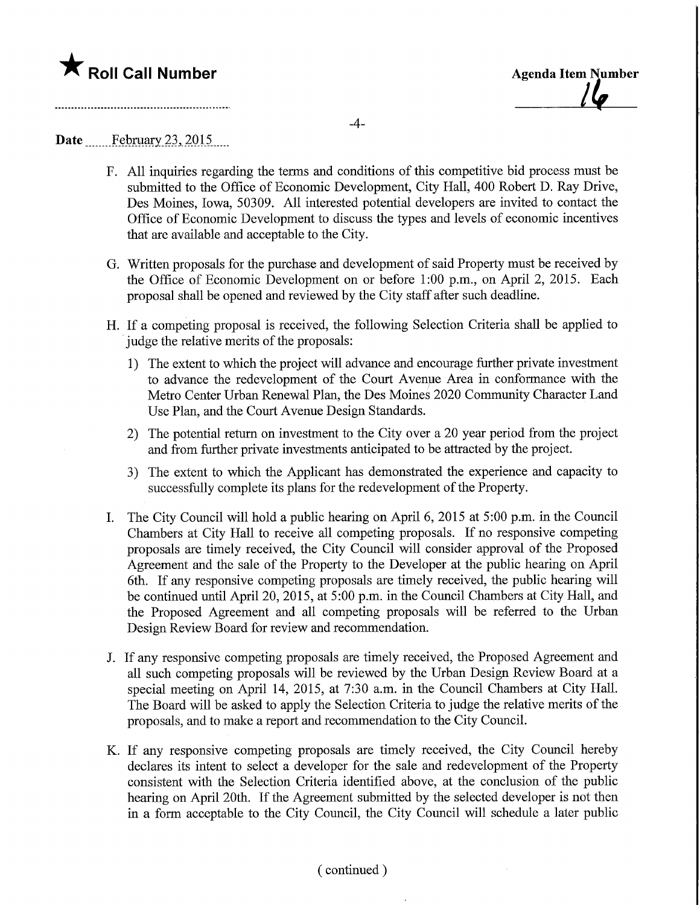★ **Roll Call Number**

**Agenda Item Number**
16

**Date** February 23, 2015

F. All inquiries regarding the terms and conditions of this competitive bid process must be submitted to the Office of Economic Development, City Hall, 400 Robert D. Ray Drive, Des Moines, Iowa, 50309. All interested potential developers are invited to contact the Office of Economic Development to discuss the types and levels of economic incentives that are available and acceptable to the City.

G. Written proposals for the purchase and development of said Property must be received by the Office of Economic Development on or before 1:00 p.m., on April 2, 2015. Each proposal shall be opened and reviewed by the City staff after such deadline.

H. If a competing proposal is received, the following Selection Criteria shall be applied to judge the relative merits of the proposals:

   1) The extent to which the project will advance and encourage further private investment to advance the redevelopment of the Court Avenue Area in conformance with the Metro Center Urban Renewal Plan, the Des Moines 2020 Community Character Land Use Plan, and the Court Avenue Design Standards.

   2) The potential return on investment to the City over a 20 year period from the project and from further private investments anticipated to be attracted by the project.

   3) The extent to which the Applicant has demonstrated the experience and capacity to successfully complete its plans for the redevelopment of the Property.

I. The City Council will hold a public hearing on April 6, 2015 at 5:00 p.m. in the Council Chambers at City Hall to receive all competing proposals. If no responsive competing proposals are timely received, the City Council will consider approval of the Proposed Agreement and the sale of the Property to the Developer at the public hearing on April 6th. If any responsive competing proposals are timely received, the public hearing will be continued until April 20, 2015, at 5:00 p.m. in the Council Chambers at City Hall, and the Proposed Agreement and all competing proposals will be referred to the Urban Design Review Board for review and recommendation.

J. If any responsive competing proposals are timely received, the Proposed Agreement and all such competing proposals will be reviewed by the Urban Design Review Board at a special meeting on April 14, 2015, at 7:30 a.m. in the Council Chambers at City Hall. The Board will be asked to apply the Selection Criteria to judge the relative merits of the proposals, and to make a report and recommendation to the City Council.

K. If any responsive competing proposals are timely received, the City Council hereby declares its intent to select a developer for the sale and redevelopment of the Property consistent with the Selection Criteria identified above, at the conclusion of the public hearing on April 20th. If the Agreement submitted by the selected developer is not then in a form acceptable to the City Council, the City Council will schedule a later public

( continued )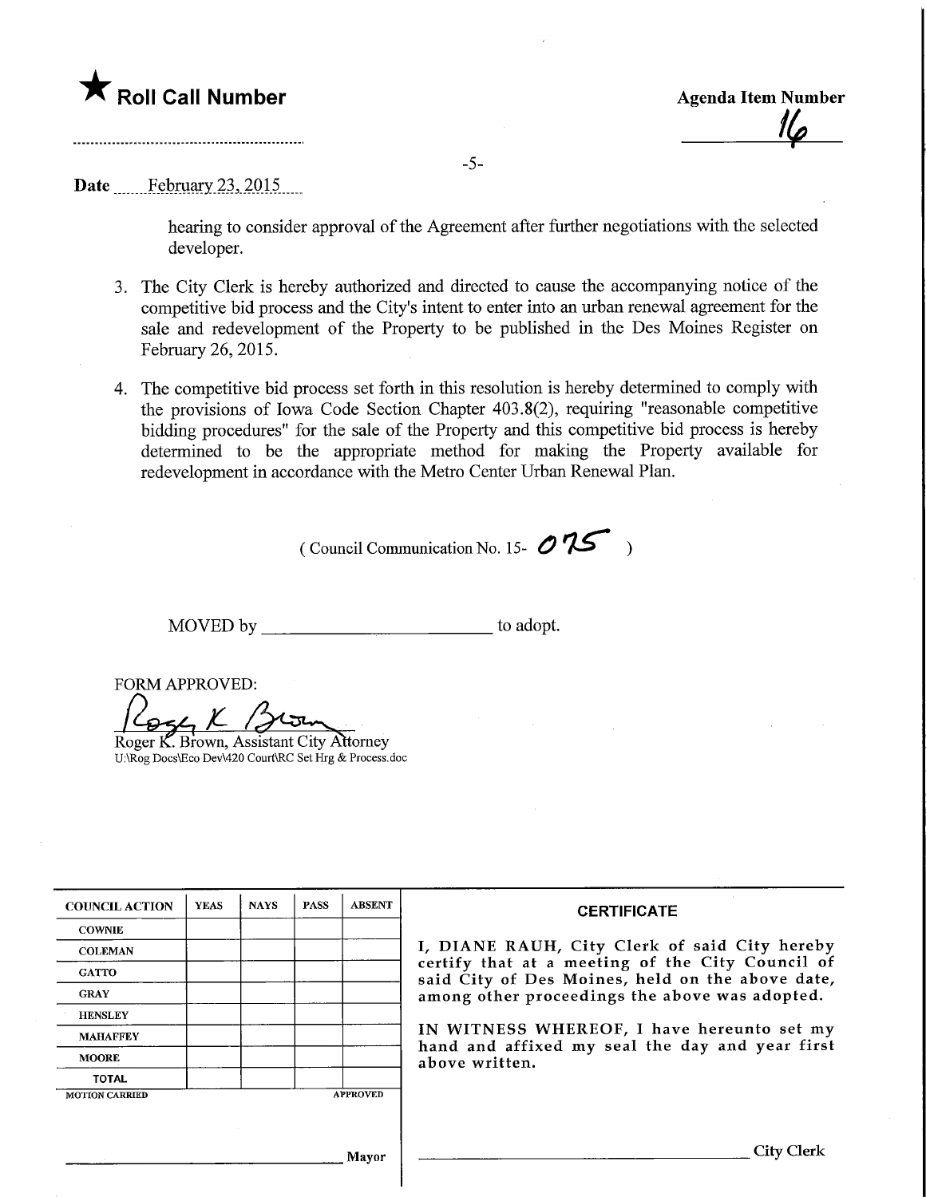★ **Roll Call Number**

**Agenda Item Number**

16

**Date** February 23, 2015

hearing to consider approval of the Agreement after further negotiations with the selected developer.

3. The City Clerk is hereby authorized and directed to cause the accompanying notice of the competitive bid process and the City's intent to enter into an urban renewal agreement for the sale and redevelopment of the Property to be published in the Des Moines Register on February 26, 2015.

4. The competitive bid process set forth in this resolution is hereby determined to comply with the provisions of Iowa Code Section Chapter 403.8(2), requiring "reasonable competitive bidding procedures" for the sale of the Property and this competitive bid process is hereby determined to be the appropriate method for making the Property available for redevelopment in accordance with the Metro Center Urban Renewal Plan.

( Council Communication No. 15- 075 )

MOVED by ________________________ to adopt.

FORM APPROVED:

Roger K. Brown, Assistant City Attorney
U:\Rog Docs\Eco Dev\420 Court\RC Set Hrg & Process.doc

| COUNCIL ACTION | YEAS | NAYS | PASS | ABSENT |
|---|---|---|---|---|
| COWNIE | | | | |
| COLEMAN | | | | |
| GATTO | | | | |
| GRAY | | | | |
| HENSLEY | | | | |
| MAHAFFEY | | | | |
| MOORE | | | | |
| TOTAL | | | | |

MOTION CARRIED APPROVED

________________________ Mayor

**CERTIFICATE**

I, DIANE RAUH, City Clerk of said City hereby certify that at a meeting of the City Council of said City of Des Moines, held on the above date, among other proceedings the above was adopted.

IN WITNESS WHEREOF, I have hereunto set my hand and affixed my seal the day and year first above written.

________________________ City Clerk